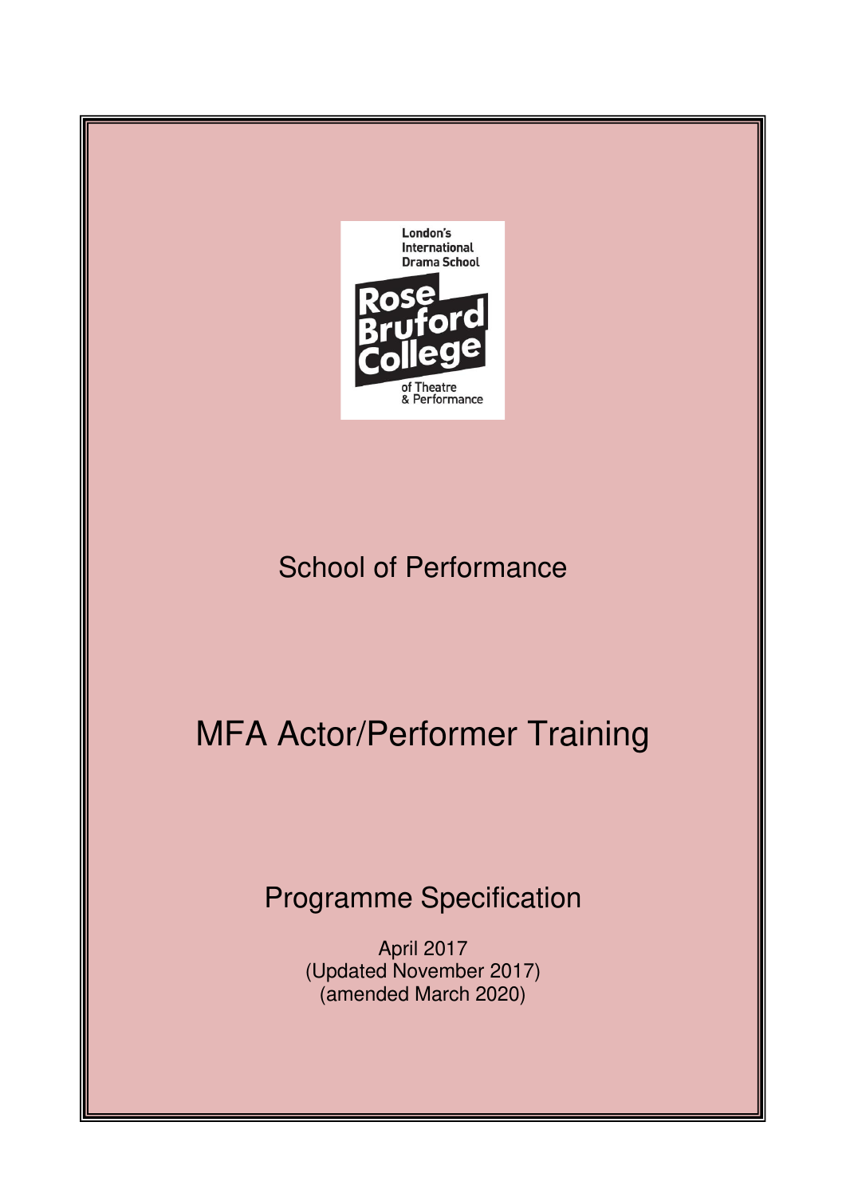London's International Drama School

Rose Bruford College

of Theatre & Performance

## School of Performance

# MFA Actor/Performer Training

## Programme Specification

April 2017
(Updated November 2017)
(amended March 2020)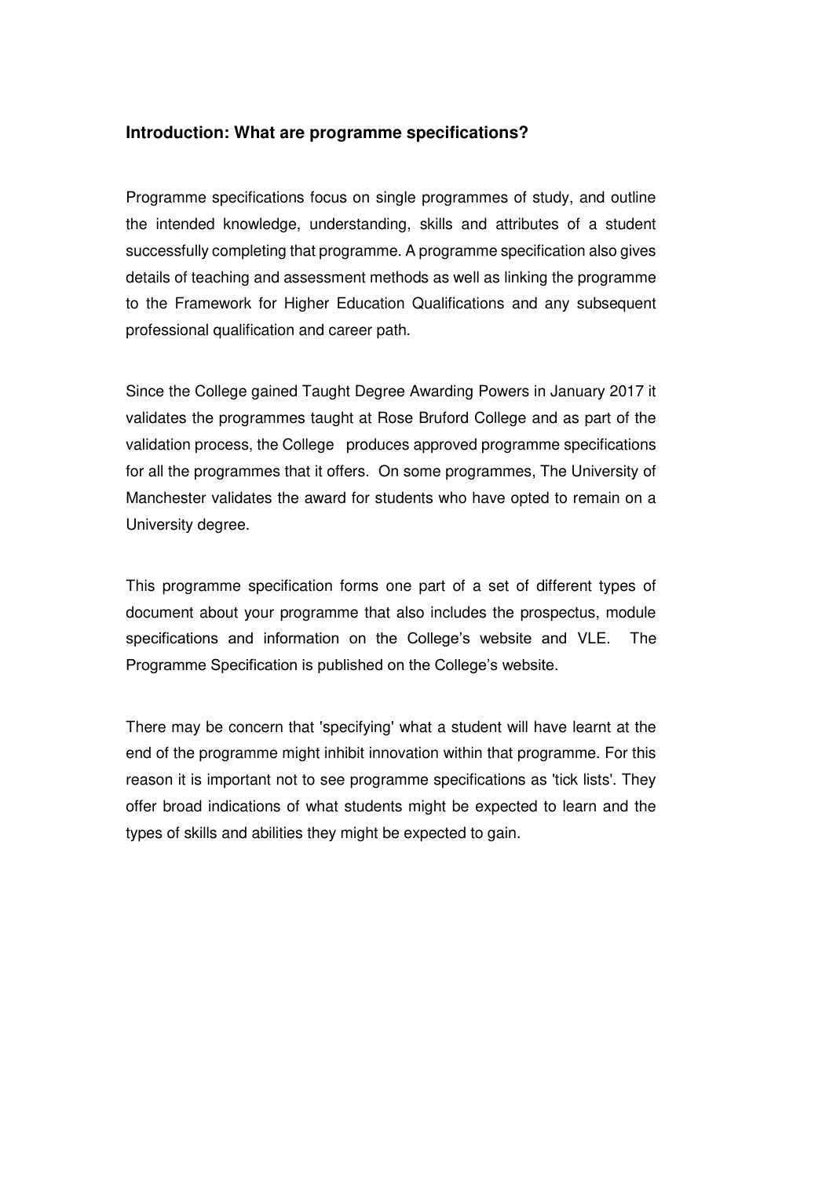### Introduction: What are programme specifications?

Programme specifications focus on single programmes of study, and outline the intended knowledge, understanding, skills and attributes of a student successfully completing that programme. A programme specification also gives details of teaching and assessment methods as well as linking the programme to the Framework for Higher Education Qualifications and any subsequent professional qualification and career path.

Since the College gained Taught Degree Awarding Powers in January 2017 it validates the programmes taught at Rose Bruford College and as part of the validation process, the College produces approved programme specifications for all the programmes that it offers. On some programmes, The University of Manchester validates the award for students who have opted to remain on a University degree.

This programme specification forms one part of a set of different types of document about your programme that also includes the prospectus, module specifications and information on the College's website and VLE. The Programme Specification is published on the College's website.

There may be concern that 'specifying' what a student will have learnt at the end of the programme might inhibit innovation within that programme. For this reason it is important not to see programme specifications as 'tick lists'. They offer broad indications of what students might be expected to learn and the types of skills and abilities they might be expected to gain.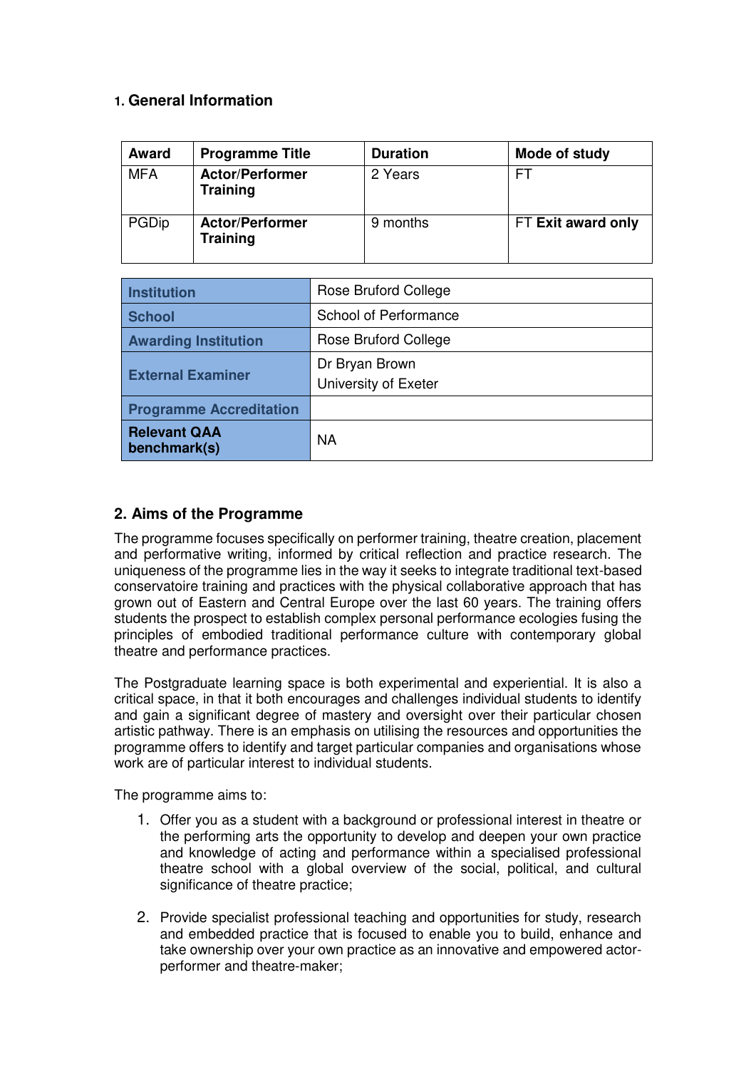## 1. General Information

| Award | Programme Title | Duration | Mode of study |
|---|---|---|---|
| MFA | **Actor/Performer Training** | 2 Years | FT |
| PGDip | **Actor/Performer Training** | 9 months | FT **Exit award only** |

| | |
|---|---|
| **Institution** | Rose Bruford College |
| **School** | School of Performance |
| **Awarding Institution** | Rose Bruford College |
| **External Examiner** | Dr Bryan Brown<br>University of Exeter |
| **Programme Accreditation** | |
| **Relevant QAA benchmark(s)** | NA |

## 2. Aims of the Programme

The programme focuses specifically on performer training, theatre creation, placement and performative writing, informed by critical reflection and practice research. The uniqueness of the programme lies in the way it seeks to integrate traditional text-based conservatoire training and practices with the physical collaborative approach that has grown out of Eastern and Central Europe over the last 60 years. The training offers students the prospect to establish complex personal performance ecologies fusing the principles of embodied traditional performance culture with contemporary global theatre and performance practices.

The Postgraduate learning space is both experimental and experiential. It is also a critical space, in that it both encourages and challenges individual students to identify and gain a significant degree of mastery and oversight over their particular chosen artistic pathway. There is an emphasis on utilising the resources and opportunities the programme offers to identify and target particular companies and organisations whose work are of particular interest to individual students.

The programme aims to:

1. Offer you as a student with a background or professional interest in theatre or the performing arts the opportunity to develop and deepen your own practice and knowledge of acting and performance within a specialised professional theatre school with a global overview of the social, political, and cultural significance of theatre practice;

2. Provide specialist professional teaching and opportunities for study, research and embedded practice that is focused to enable you to build, enhance and take ownership over your own practice as an innovative and empowered actor-performer and theatre-maker;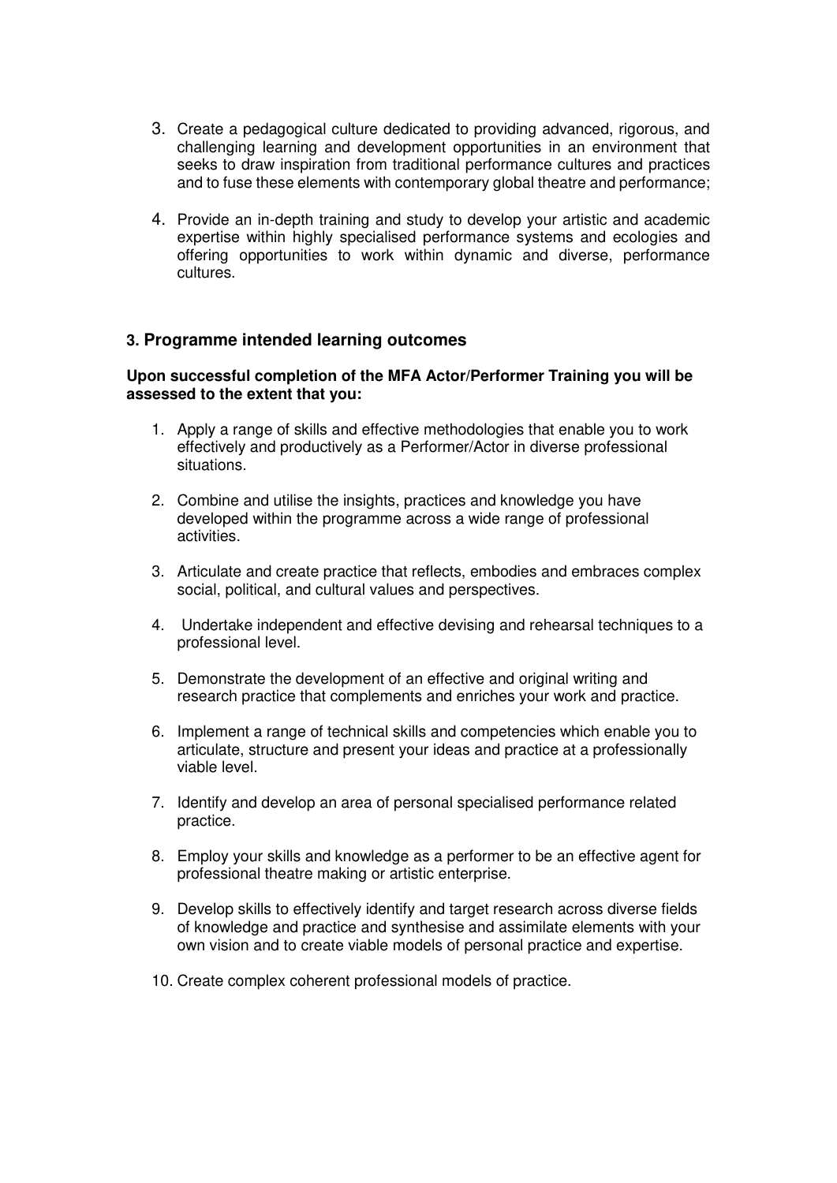3. Create a pedagogical culture dedicated to providing advanced, rigorous, and challenging learning and development opportunities in an environment that seeks to draw inspiration from traditional performance cultures and practices and to fuse these elements with contemporary global theatre and performance;

4. Provide an in-depth training and study to develop your artistic and academic expertise within highly specialised performance systems and ecologies and offering opportunities to work within dynamic and diverse, performance cultures.

### 3. Programme intended learning outcomes

**Upon successful completion of the MFA Actor/Performer Training you will be assessed to the extent that you:**

1. Apply a range of skills and effective methodologies that enable you to work effectively and productively as a Performer/Actor in diverse professional situations.

2. Combine and utilise the insights, practices and knowledge you have developed within the programme across a wide range of professional activities.

3. Articulate and create practice that reflects, embodies and embraces complex social, political, and cultural values and perspectives.

4. Undertake independent and effective devising and rehearsal techniques to a professional level.

5. Demonstrate the development of an effective and original writing and research practice that complements and enriches your work and practice.

6. Implement a range of technical skills and competencies which enable you to articulate, structure and present your ideas and practice at a professionally viable level.

7. Identify and develop an area of personal specialised performance related practice.

8. Employ your skills and knowledge as a performer to be an effective agent for professional theatre making or artistic enterprise.

9. Develop skills to effectively identify and target research across diverse fields of knowledge and practice and synthesise and assimilate elements with your own vision and to create viable models of personal practice and expertise.

10. Create complex coherent professional models of practice.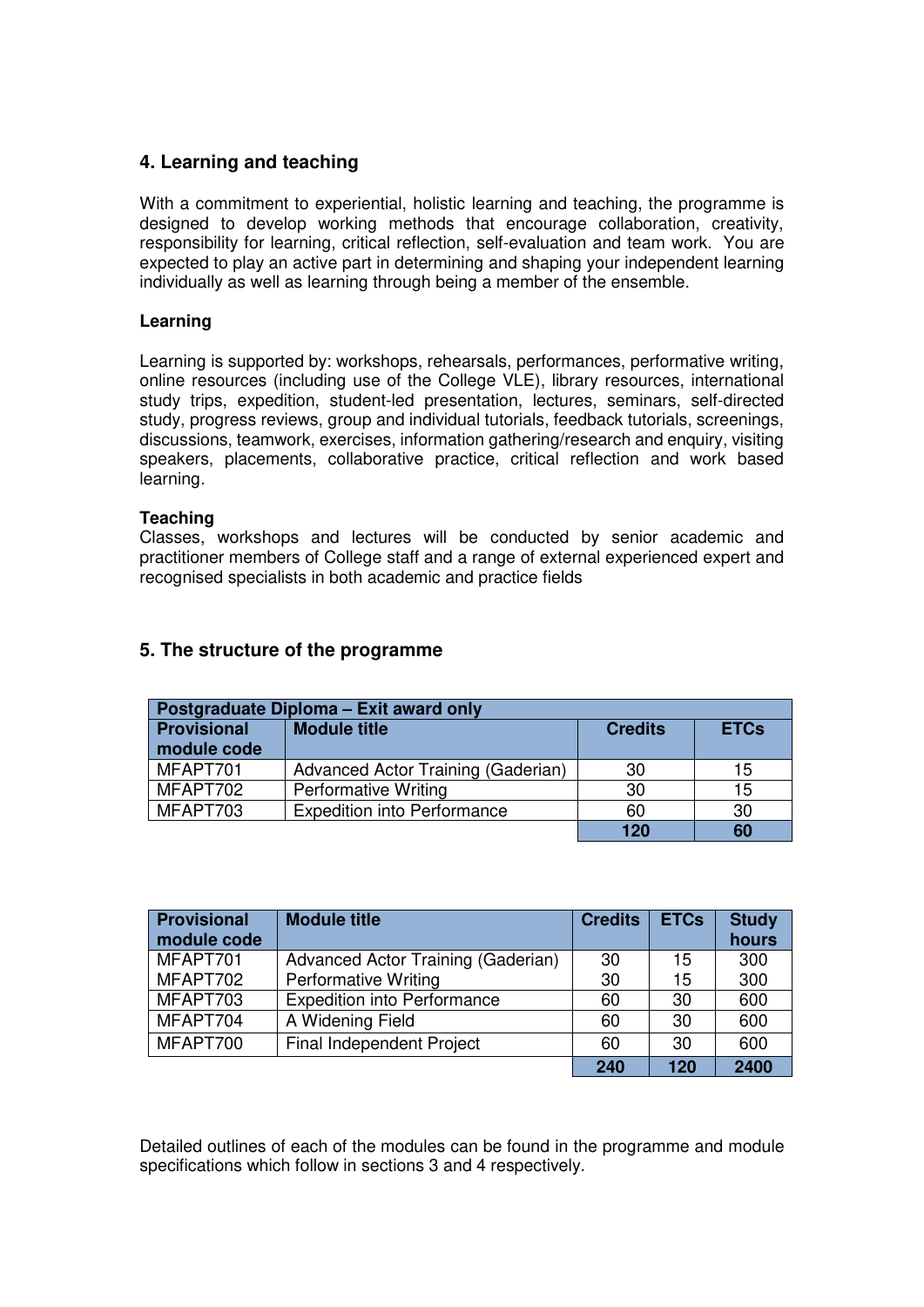## 4. Learning and teaching

With a commitment to experiential, holistic learning and teaching, the programme is designed to develop working methods that encourage collaboration, creativity, responsibility for learning, critical reflection, self-evaluation and team work. You are expected to play an active part in determining and shaping your independent learning individually as well as learning through being a member of the ensemble.

### Learning

Learning is supported by: workshops, rehearsals, performances, performative writing, online resources (including use of the College VLE), library resources, international study trips, expedition, student-led presentation, lectures, seminars, self-directed study, progress reviews, group and individual tutorials, feedback tutorials, screenings, discussions, teamwork, exercises, information gathering/research and enquiry, visiting speakers, placements, collaborative practice, critical reflection and work based learning.

### Teaching

Classes, workshops and lectures will be conducted by senior academic and practitioner members of College staff and a range of external experienced expert and recognised specialists in both academic and practice fields

## 5. The structure of the programme

| Postgraduate Diploma – Exit award only | | | |
|---|---|---|---|
| **Provisional module code** | **Module title** | **Credits** | **ETCs** |
| MFAPT701 | Advanced Actor Training (Gaderian) | 30 | 15 |
| MFAPT702 | Performative Writing | 30 | 15 |
| MFAPT703 | Expedition into Performance | 60 | 30 |
| | | **120** | **60** |

| Provisional module code | Module title | Credits | ETCs | Study hours |
|---|---|---|---|---|
| MFAPT701 | Advanced Actor Training (Gaderian) | 30 | 15 | 300 |
| MFAPT702 | Performative Writing | 30 | 15 | 300 |
| MFAPT703 | Expedition into Performance | 60 | 30 | 600 |
| MFAPT704 | A Widening Field | 60 | 30 | 600 |
| MFAPT700 | Final Independent Project | 60 | 30 | 600 |
| | | **240** | **120** | **2400** |

Detailed outlines of each of the modules can be found in the programme and module specifications which follow in sections 3 and 4 respectively.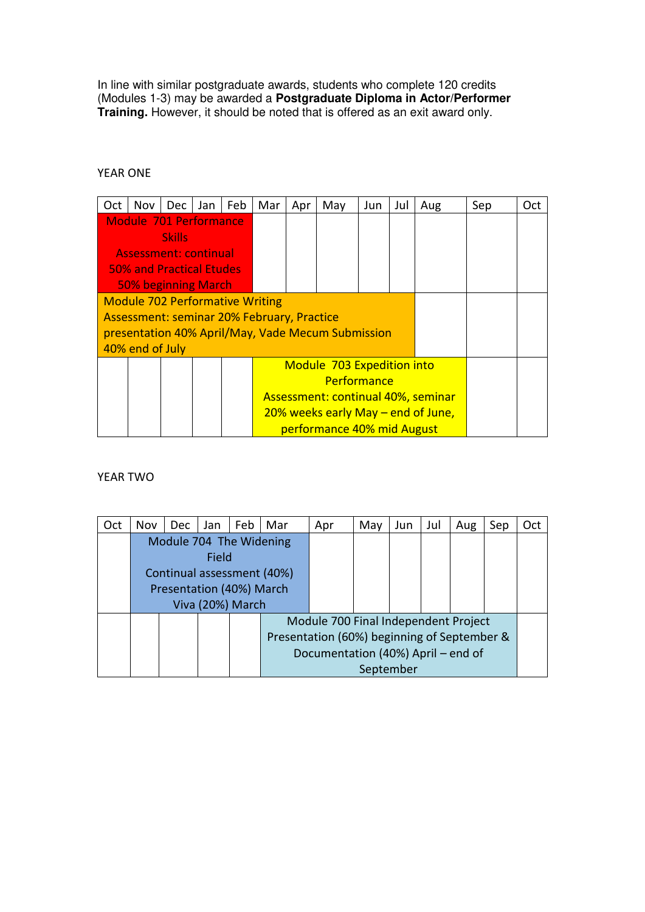In line with similar postgraduate awards, students who complete 120 credits (Modules 1-3) may be awarded a **Postgraduate Diploma in Actor/Performer Training.** However, it should be noted that is offered as an exit award only.

YEAR ONE

| Oct | Nov | Dec | Jan | Feb | Mar | Apr | May | Jun | Jul | Aug | Sep | Oct |
|---|---|---|---|---|---|---|---|---|---|---|---|---|
| Module 701 Performance Skills<br>Assessment: continual 50% and Practical Etudes 50% beginning March | | | | | | | | | | | | |
| Module 702 Performative Writing<br>Assessment: seminar 20% February, Practice presentation 40% April/May, Vade Mecum Submission 40% end of July | | | | | | | | | | | | |
| | | | | | Module 703 Expedition into Performance<br>Assessment: continual 40%, seminar 20% weeks early May – end of June, performance 40% mid August | | | | | | | |

YEAR TWO

| Oct | Nov | Dec | Jan | Feb | Mar | Apr | May | Jun | Jul | Aug | Sep | Oct |
|---|---|---|---|---|---|---|---|---|---|---|---|---|
| | Module 704 The Widening Field<br>Continual assessment (40%)<br>Presentation (40%) March<br>Viva (20%) March | | | | | | | | | | | |
| | | | | | Module 700 Final Independent Project<br>Presentation (60%) beginning of September & Documentation (40%) April – end of September | | | | | | | |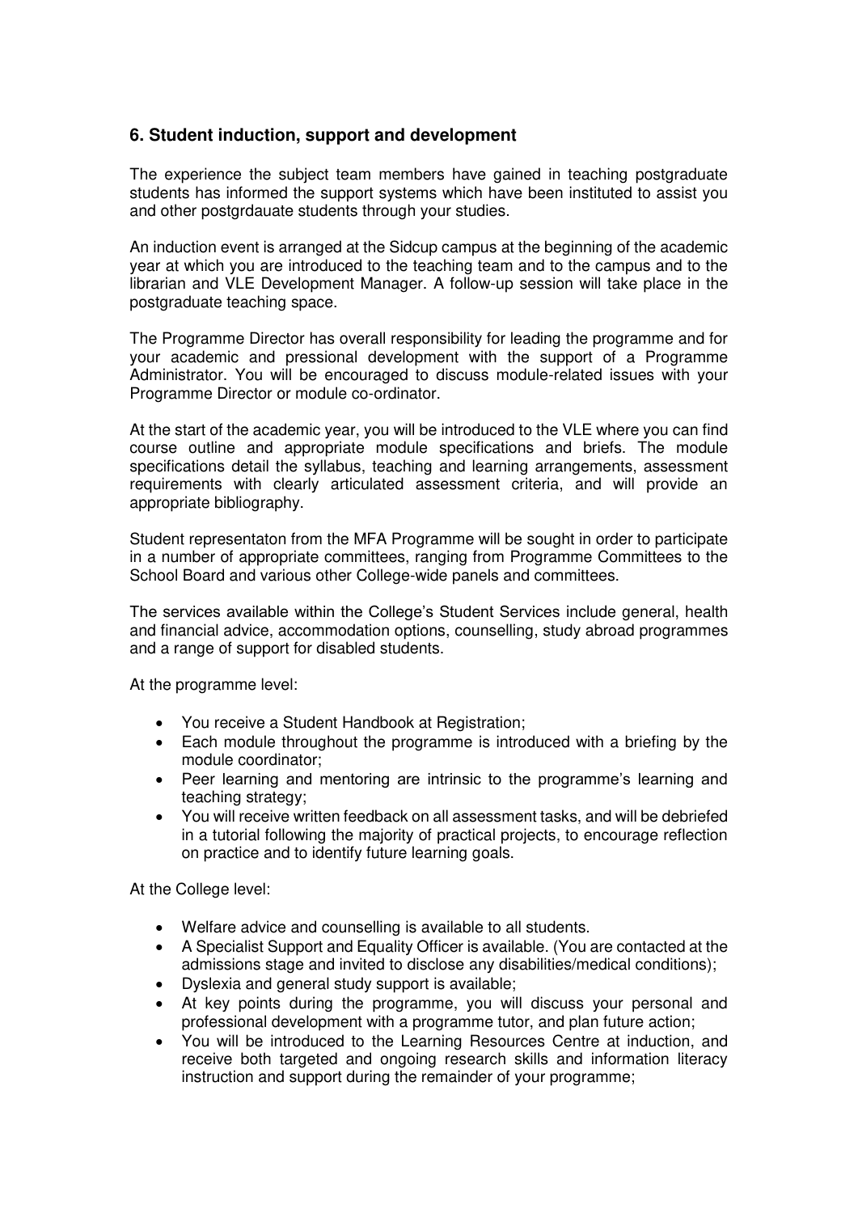## 6. Student induction, support and development

The experience the subject team members have gained in teaching postgraduate students has informed the support systems which have been instituted to assist you and other postgrdauate students through your studies.

An induction event is arranged at the Sidcup campus at the beginning of the academic year at which you are introduced to the teaching team and to the campus and to the librarian and VLE Development Manager. A follow-up session will take place in the postgraduate teaching space.

The Programme Director has overall responsibility for leading the programme and for your academic and pressional development with the support of a Programme Administrator. You will be encouraged to discuss module-related issues with your Programme Director or module co-ordinator.

At the start of the academic year, you will be introduced to the VLE where you can find course outline and appropriate module specifications and briefs. The module specifications detail the syllabus, teaching and learning arrangements, assessment requirements with clearly articulated assessment criteria, and will provide an appropriate bibliography.

Student representaton from the MFA Programme will be sought in order to participate in a number of appropriate committees, ranging from Programme Committees to the School Board and various other College-wide panels and committees.

The services available within the College's Student Services include general, health and financial advice, accommodation options, counselling, study abroad programmes and a range of support for disabled students.

At the programme level:

- You receive a Student Handbook at Registration;
- Each module throughout the programme is introduced with a briefing by the module coordinator;
- Peer learning and mentoring are intrinsic to the programme's learning and teaching strategy;
- You will receive written feedback on all assessment tasks, and will be debriefed in a tutorial following the majority of practical projects, to encourage reflection on practice and to identify future learning goals.

At the College level:

- Welfare advice and counselling is available to all students.
- A Specialist Support and Equality Officer is available. (You are contacted at the admissions stage and invited to disclose any disabilities/medical conditions);
- Dyslexia and general study support is available;
- At key points during the programme, you will discuss your personal and professional development with a programme tutor, and plan future action;
- You will be introduced to the Learning Resources Centre at induction, and receive both targeted and ongoing research skills and information literacy instruction and support during the remainder of your programme;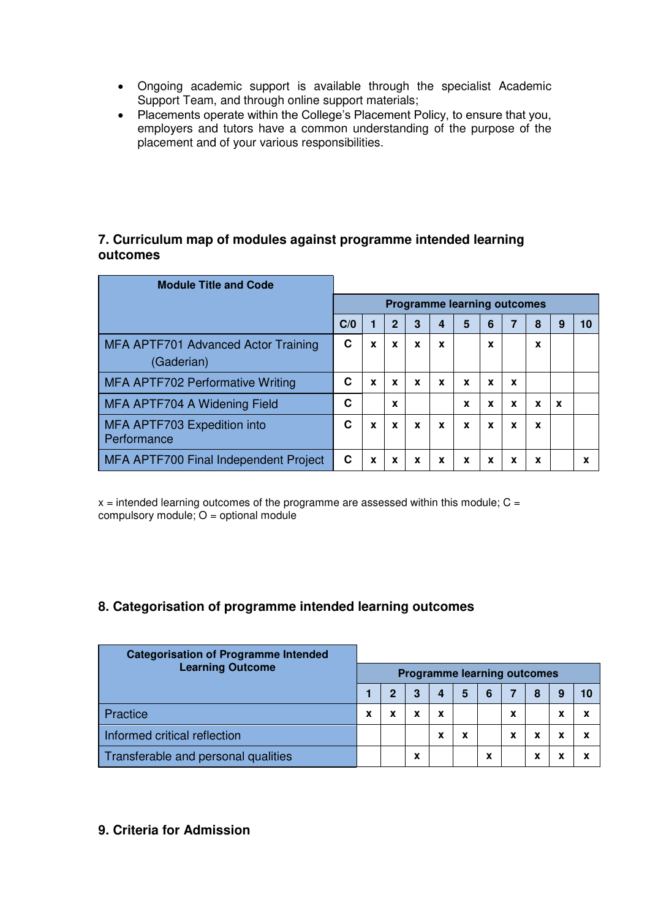- Ongoing academic support is available through the specialist Academic Support Team, and through online support materials;
- Placements operate within the College's Placement Policy, to ensure that you, employers and tutors have a common understanding of the purpose of the placement and of your various responsibilities.

## 7. Curriculum map of modules against programme intended learning outcomes

| Module Title and Code | Programme learning outcomes | | | | | | | | | | |
|---|---|---|---|---|---|---|---|---|---|---|---|
| | C/0 | 1 | 2 | 3 | 4 | 5 | 6 | 7 | 8 | 9 | 10 |
| MFA APTF701 Advanced Actor Training (Gaderian) | C | x | x | x | x | | x | | x | | |
| MFA APTF702 Performative Writing | C | x | x | x | x | x | x | x | | | |
| MFA APTF704 A Widening Field | C | | x | | | x | x | x | x | x | |
| MFA APTF703 Expedition into Performance | C | x | x | x | x | x | x | x | x | | |
| MFA APTF700 Final Independent Project | C | x | x | x | x | x | x | x | x | | x |

x = intended learning outcomes of the programme are assessed within this module; C = compulsory module; O = optional module

## 8. Categorisation of programme intended learning outcomes

| Categorisation of Programme Intended Learning Outcome | Programme learning outcomes | | | | | | | | | |
|---|---|---|---|---|---|---|---|---|---|---|
| | 1 | 2 | 3 | 4 | 5 | 6 | 7 | 8 | 9 | 10 |
| Practice | x | x | x | x | | | x | | x | x |
| Informed critical reflection | | | | x | x | | x | x | x | x |
| Transferable and personal qualities | | | x | | | x | | x | x | x |

## 9. Criteria for Admission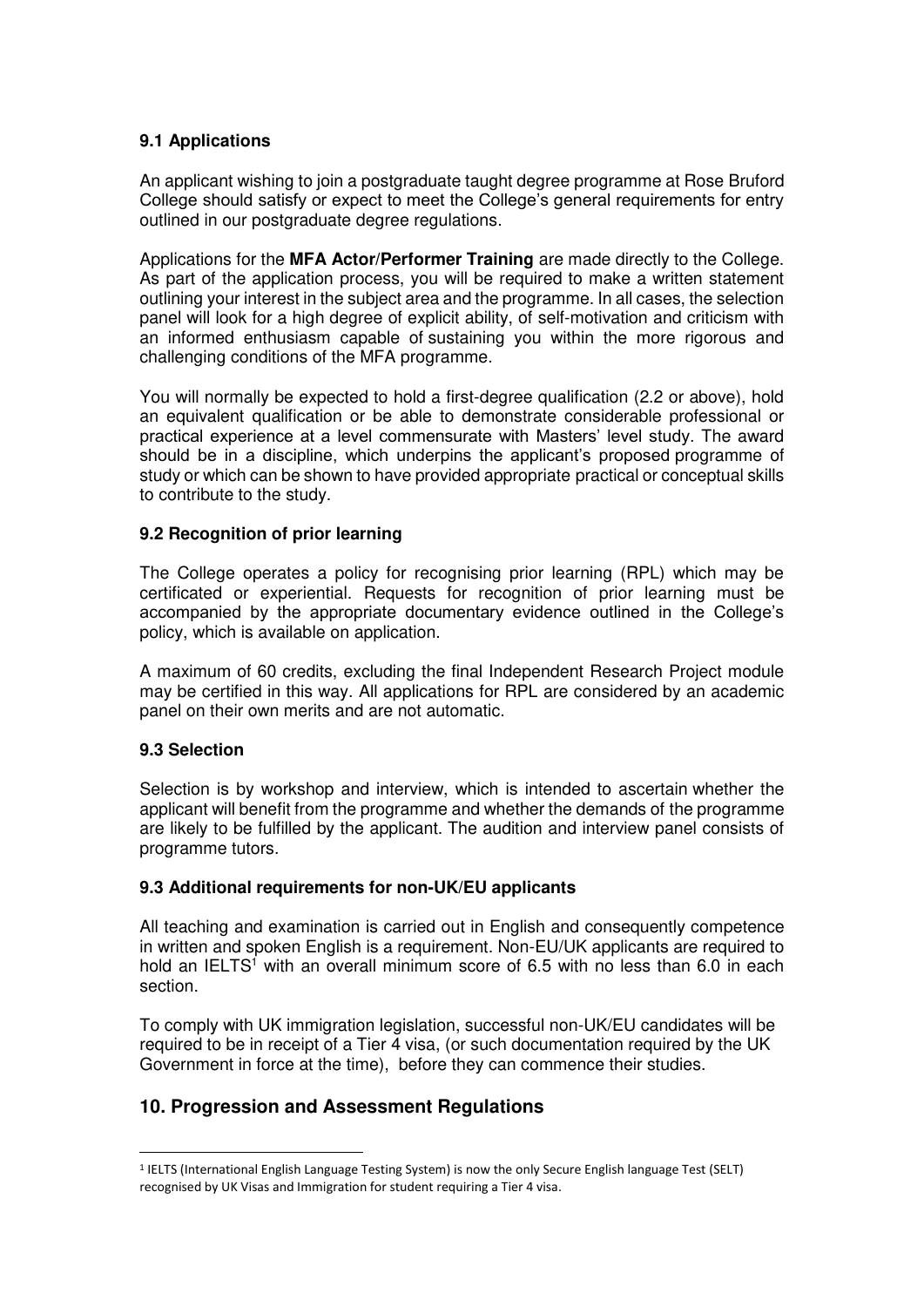### 9.1 Applications

An applicant wishing to join a postgraduate taught degree programme at Rose Bruford College should satisfy or expect to meet the College's general requirements for entry outlined in our postgraduate degree regulations.

Applications for the **MFA Actor/Performer Training** are made directly to the College. As part of the application process, you will be required to make a written statement outlining your interest in the subject area and the programme. In all cases, the selection panel will look for a high degree of explicit ability, of self-motivation and criticism with an informed enthusiasm capable of sustaining you within the more rigorous and challenging conditions of the MFA programme.

You will normally be expected to hold a first-degree qualification (2.2 or above), hold an equivalent qualification or be able to demonstrate considerable professional or practical experience at a level commensurate with Masters' level study. The award should be in a discipline, which underpins the applicant's proposed programme of study or which can be shown to have provided appropriate practical or conceptual skills to contribute to the study.

### 9.2 Recognition of prior learning

The College operates a policy for recognising prior learning (RPL) which may be certificated or experiential. Requests for recognition of prior learning must be accompanied by the appropriate documentary evidence outlined in the College's policy, which is available on application.

A maximum of 60 credits, excluding the final Independent Research Project module may be certified in this way. All applications for RPL are considered by an academic panel on their own merits and are not automatic.

### 9.3 Selection

Selection is by workshop and interview, which is intended to ascertain whether the applicant will benefit from the programme and whether the demands of the programme are likely to be fulfilled by the applicant. The audition and interview panel consists of programme tutors.

### 9.3 Additional requirements for non-UK/EU applicants

All teaching and examination is carried out in English and consequently competence in written and spoken English is a requirement. Non-EU/UK applicants are required to hold an IELTS[1] with an overall minimum score of 6.5 with no less than 6.0 in each section.

To comply with UK immigration legislation, successful non-UK/EU candidates will be required to be in receipt of a Tier 4 visa, (or such documentation required by the UK Government in force at the time), before they can commence their studies.

## 10. Progression and Assessment Regulations

[1] IELTS (International English Language Testing System) is now the only Secure English language Test (SELT) recognised by UK Visas and Immigration for student requiring a Tier 4 visa.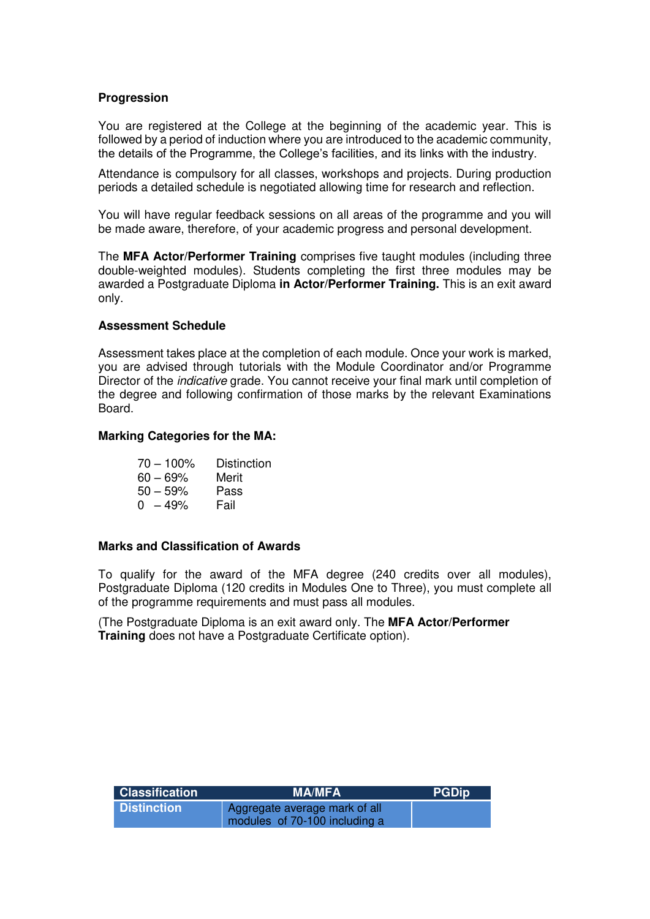**Progression**

You are registered at the College at the beginning of the academic year. This is followed by a period of induction where you are introduced to the academic community, the details of the Programme, the College's facilities, and its links with the industry.

Attendance is compulsory for all classes, workshops and projects. During production periods a detailed schedule is negotiated allowing time for research and reflection.

You will have regular feedback sessions on all areas of the programme and you will be made aware, therefore, of your academic progress and personal development.

The **MFA Actor/Performer Training** comprises five taught modules (including three double-weighted modules). Students completing the first three modules may be awarded a Postgraduate Diploma **in Actor/Performer Training.** This is an exit award only.

**Assessment Schedule**

Assessment takes place at the completion of each module. Once your work is marked, you are advised through tutorials with the Module Coordinator and/or Programme Director of the *indicative* grade. You cannot receive your final mark until completion of the degree and following confirmation of those marks by the relevant Examinations Board.

**Marking Categories for the MA:**

| | |
|---|---|
| 70 – 100% | Distinction |
| 60 – 69% | Merit |
| 50 – 59% | Pass |
| 0 – 49% | Fail |

**Marks and Classification of Awards**

To qualify for the award of the MFA degree (240 credits over all modules), Postgraduate Diploma (120 credits in Modules One to Three), you must complete all of the programme requirements and must pass all modules.

(The Postgraduate Diploma is an exit award only. The **MFA Actor/Performer Training** does not have a Postgraduate Certificate option).

| Classification | MA/MFA | PGDip |
|---|---|---|
| Distinction | Aggregate average mark of all modules of 70-100 including a | |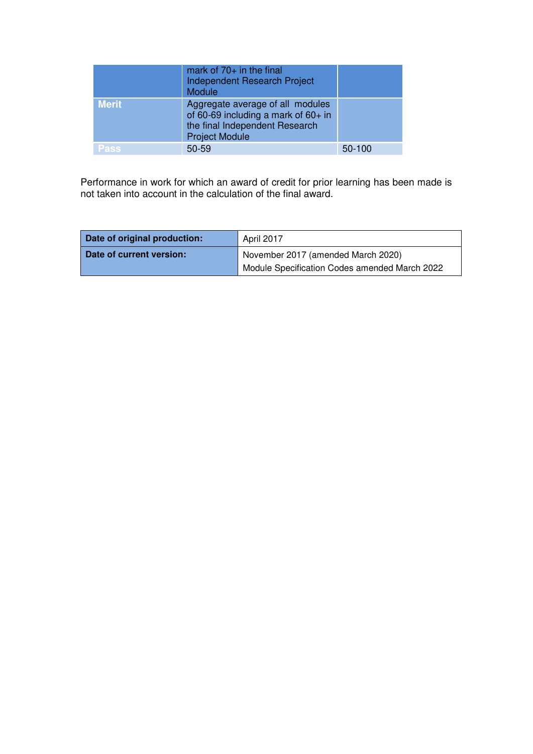| | | |
|---|---|---|
| | mark of 70+ in the final Independent Research Project Module | |
| **Merit** | Aggregate average of all modules of 60-69 including a mark of 60+ in the final Independent Research Project Module | |
| **Pass** | 50-59 | 50-100 |

Performance in work for which an award of credit for prior learning has been made is not taken into account in the calculation of the final award.

| | |
|---|---|
| **Date of original production:** | April 2017 |
| **Date of current version:** | November 2017 (amended March 2020)<br>Module Specification Codes amended March 2022 |